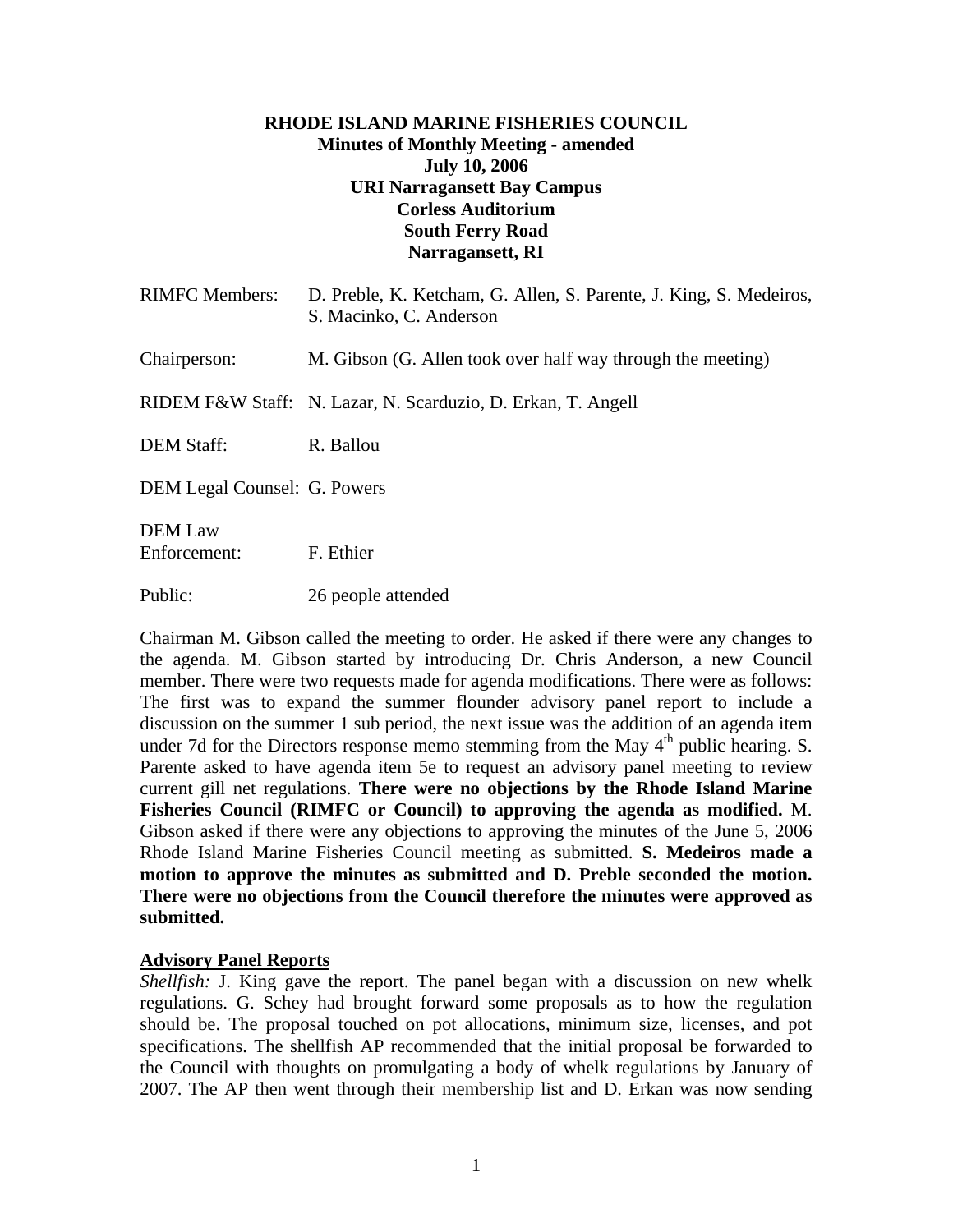**RHODE ISLAND MARINE FISHERIES COUNCIL**
**Minutes of Monthly Meeting - amended**
**July 10, 2006**
**URI Narragansett Bay Campus**
**Corless Auditorium**
**South Ferry Road**
**Narragansett, RI**

RIMFC Members: D. Preble, K. Ketcham, G. Allen, S. Parente, J. King, S. Medeiros, S. Macinko, C. Anderson

Chairperson: M. Gibson (G. Allen took over half way through the meeting)

RIDEM F&W Staff: N. Lazar, N. Scarduzio, D. Erkan, T. Angell

DEM Staff: R. Ballou

DEM Legal Counsel: G. Powers

DEM Law Enforcement: F. Ethier

Public: 26 people attended

Chairman M. Gibson called the meeting to order. He asked if there were any changes to the agenda. M. Gibson started by introducing Dr. Chris Anderson, a new Council member. There were two requests made for agenda modifications. There were as follows: The first was to expand the summer flounder advisory panel report to include a discussion on the summer 1 sub period, the next issue was the addition of an agenda item under 7d for the Directors response memo stemming from the May 4th public hearing. S. Parente asked to have agenda item 5e to request an advisory panel meeting to review current gill net regulations. **There were no objections by the Rhode Island Marine Fisheries Council (RIMFC or Council) to approving the agenda as modified.** M. Gibson asked if there were any objections to approving the minutes of the June 5, 2006 Rhode Island Marine Fisheries Council meeting as submitted. **S. Medeiros made a motion to approve the minutes as submitted and D. Preble seconded the motion. There were no objections from the Council therefore the minutes were approved as submitted.**

## Advisory Panel Reports

*Shellfish:* J. King gave the report. The panel began with a discussion on new whelk regulations. G. Schey had brought forward some proposals as to how the regulation should be. The proposal touched on pot allocations, minimum size, licenses, and pot specifications. The shellfish AP recommended that the initial proposal be forwarded to the Council with thoughts on promulgating a body of whelk regulations by January of 2007. The AP then went through their membership list and D. Erkan was now sending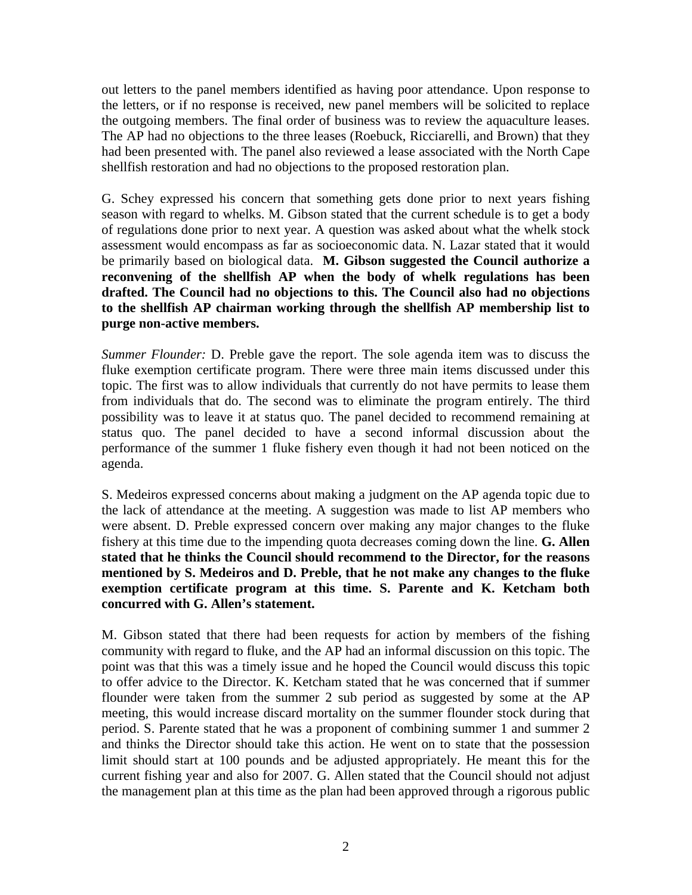out letters to the panel members identified as having poor attendance. Upon response to the letters, or if no response is received, new panel members will be solicited to replace the outgoing members. The final order of business was to review the aquaculture leases. The AP had no objections to the three leases (Roebuck, Ricciarelli, and Brown) that they had been presented with. The panel also reviewed a lease associated with the North Cape shellfish restoration and had no objections to the proposed restoration plan.

G. Schey expressed his concern that something gets done prior to next years fishing season with regard to whelks. M. Gibson stated that the current schedule is to get a body of regulations done prior to next year. A question was asked about what the whelk stock assessment would encompass as far as socioeconomic data. N. Lazar stated that it would be primarily based on biological data. **M. Gibson suggested the Council authorize a reconvening of the shellfish AP when the body of whelk regulations has been drafted. The Council had no objections to this. The Council also had no objections to the shellfish AP chairman working through the shellfish AP membership list to purge non-active members.**

*Summer Flounder:* D. Preble gave the report. The sole agenda item was to discuss the fluke exemption certificate program. There were three main items discussed under this topic. The first was to allow individuals that currently do not have permits to lease them from individuals that do. The second was to eliminate the program entirely. The third possibility was to leave it at status quo. The panel decided to recommend remaining at status quo. The panel decided to have a second informal discussion about the performance of the summer 1 fluke fishery even though it had not been noticed on the agenda.

S. Medeiros expressed concerns about making a judgment on the AP agenda topic due to the lack of attendance at the meeting. A suggestion was made to list AP members who were absent. D. Preble expressed concern over making any major changes to the fluke fishery at this time due to the impending quota decreases coming down the line. **G. Allen stated that he thinks the Council should recommend to the Director, for the reasons mentioned by S. Medeiros and D. Preble, that he not make any changes to the fluke exemption certificate program at this time. S. Parente and K. Ketcham both concurred with G. Allen's statement.**

M. Gibson stated that there had been requests for action by members of the fishing community with regard to fluke, and the AP had an informal discussion on this topic. The point was that this was a timely issue and he hoped the Council would discuss this topic to offer advice to the Director. K. Ketcham stated that he was concerned that if summer flounder were taken from the summer 2 sub period as suggested by some at the AP meeting, this would increase discard mortality on the summer flounder stock during that period. S. Parente stated that he was a proponent of combining summer 1 and summer 2 and thinks the Director should take this action. He went on to state that the possession limit should start at 100 pounds and be adjusted appropriately. He meant this for the current fishing year and also for 2007. G. Allen stated that the Council should not adjust the management plan at this time as the plan had been approved through a rigorous public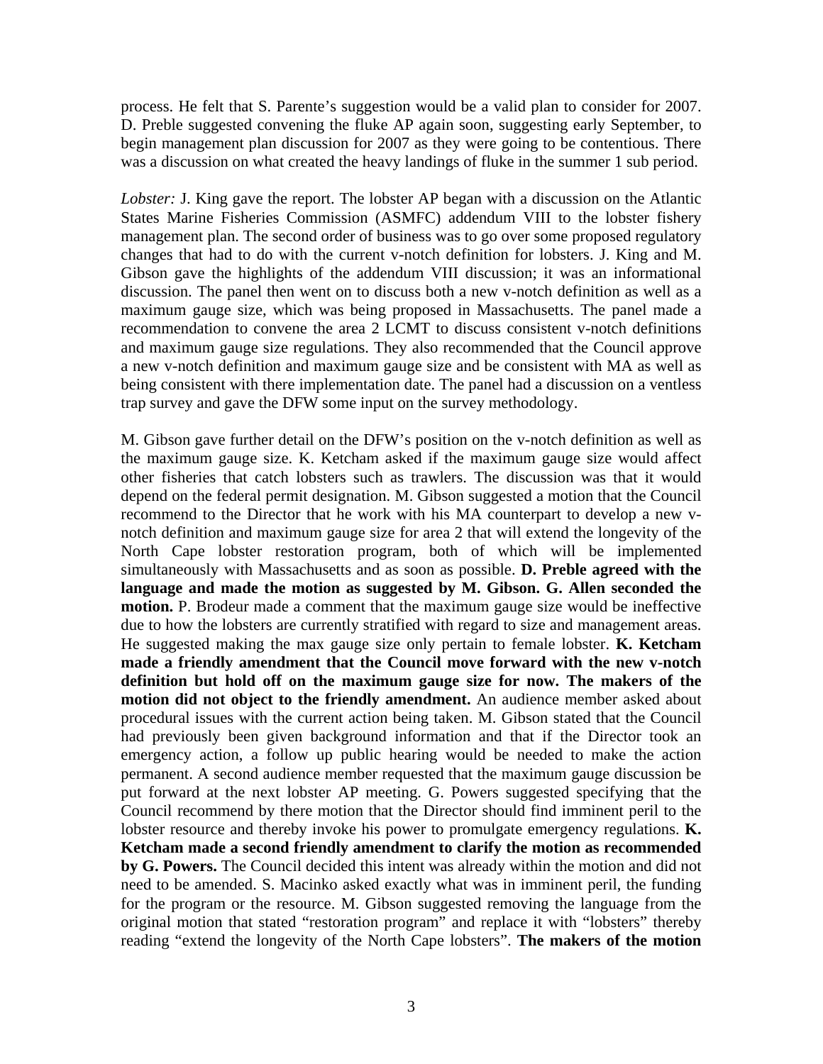process. He felt that S. Parente's suggestion would be a valid plan to consider for 2007. D. Preble suggested convening the fluke AP again soon, suggesting early September, to begin management plan discussion for 2007 as they were going to be contentious. There was a discussion on what created the heavy landings of fluke in the summer 1 sub period.

*Lobster:* J. King gave the report. The lobster AP began with a discussion on the Atlantic States Marine Fisheries Commission (ASMFC) addendum VIII to the lobster fishery management plan. The second order of business was to go over some proposed regulatory changes that had to do with the current v-notch definition for lobsters. J. King and M. Gibson gave the highlights of the addendum VIII discussion; it was an informational discussion. The panel then went on to discuss both a new v-notch definition as well as a maximum gauge size, which was being proposed in Massachusetts. The panel made a recommendation to convene the area 2 LCMT to discuss consistent v-notch definitions and maximum gauge size regulations. They also recommended that the Council approve a new v-notch definition and maximum gauge size and be consistent with MA as well as being consistent with there implementation date. The panel had a discussion on a ventless trap survey and gave the DFW some input on the survey methodology.

M. Gibson gave further detail on the DFW's position on the v-notch definition as well as the maximum gauge size. K. Ketcham asked if the maximum gauge size would affect other fisheries that catch lobsters such as trawlers. The discussion was that it would depend on the federal permit designation. M. Gibson suggested a motion that the Council recommend to the Director that he work with his MA counterpart to develop a new v-notch definition and maximum gauge size for area 2 that will extend the longevity of the North Cape lobster restoration program, both of which will be implemented simultaneously with Massachusetts and as soon as possible. **D. Preble agreed with the language and made the motion as suggested by M. Gibson. G. Allen seconded the motion.** P. Brodeur made a comment that the maximum gauge size would be ineffective due to how the lobsters are currently stratified with regard to size and management areas. He suggested making the max gauge size only pertain to female lobster. **K. Ketcham made a friendly amendment that the Council move forward with the new v-notch definition but hold off on the maximum gauge size for now. The makers of the motion did not object to the friendly amendment.** An audience member asked about procedural issues with the current action being taken. M. Gibson stated that the Council had previously been given background information and that if the Director took an emergency action, a follow up public hearing would be needed to make the action permanent. A second audience member requested that the maximum gauge discussion be put forward at the next lobster AP meeting. G. Powers suggested specifying that the Council recommend by there motion that the Director should find imminent peril to the lobster resource and thereby invoke his power to promulgate emergency regulations. **K. Ketcham made a second friendly amendment to clarify the motion as recommended by G. Powers.** The Council decided this intent was already within the motion and did not need to be amended. S. Macinko asked exactly what was in imminent peril, the funding for the program or the resource. M. Gibson suggested removing the language from the original motion that stated "restoration program" and replace it with "lobsters" thereby reading "extend the longevity of the North Cape lobsters". **The makers of the motion**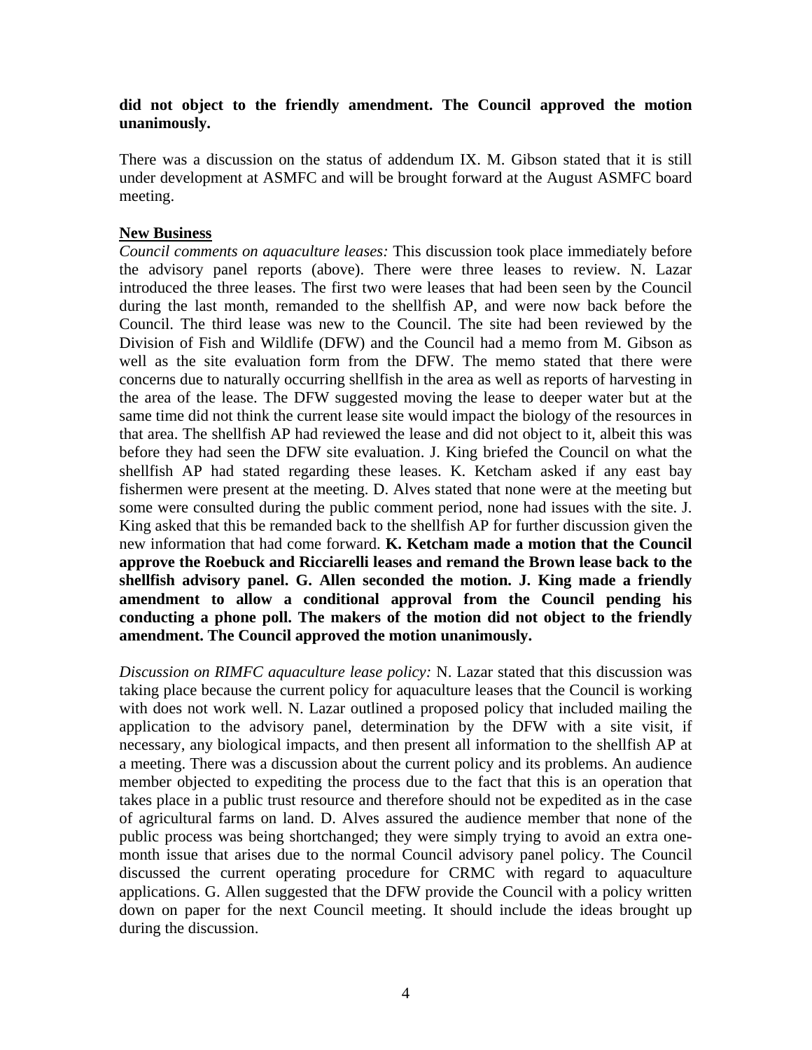**did not object to the friendly amendment. The Council approved the motion unanimously.**

There was a discussion on the status of addendum IX. M. Gibson stated that it is still under development at ASMFC and will be brought forward at the August ASMFC board meeting.

**New Business**

*Council comments on aquaculture leases:* This discussion took place immediately before the advisory panel reports (above). There were three leases to review. N. Lazar introduced the three leases. The first two were leases that had been seen by the Council during the last month, remanded to the shellfish AP, and were now back before the Council. The third lease was new to the Council. The site had been reviewed by the Division of Fish and Wildlife (DFW) and the Council had a memo from M. Gibson as well as the site evaluation form from the DFW. The memo stated that there were concerns due to naturally occurring shellfish in the area as well as reports of harvesting in the area of the lease. The DFW suggested moving the lease to deeper water but at the same time did not think the current lease site would impact the biology of the resources in that area. The shellfish AP had reviewed the lease and did not object to it, albeit this was before they had seen the DFW site evaluation. J. King briefed the Council on what the shellfish AP had stated regarding these leases. K. Ketcham asked if any east bay fishermen were present at the meeting. D. Alves stated that none were at the meeting but some were consulted during the public comment period, none had issues with the site. J. King asked that this be remanded back to the shellfish AP for further discussion given the new information that had come forward. **K. Ketcham made a motion that the Council approve the Roebuck and Ricciarelli leases and remand the Brown lease back to the shellfish advisory panel. G. Allen seconded the motion. J. King made a friendly amendment to allow a conditional approval from the Council pending his conducting a phone poll. The makers of the motion did not object to the friendly amendment. The Council approved the motion unanimously.**

*Discussion on RIMFC aquaculture lease policy:* N. Lazar stated that this discussion was taking place because the current policy for aquaculture leases that the Council is working with does not work well. N. Lazar outlined a proposed policy that included mailing the application to the advisory panel, determination by the DFW with a site visit, if necessary, any biological impacts, and then present all information to the shellfish AP at a meeting. There was a discussion about the current policy and its problems. An audience member objected to expediting the process due to the fact that this is an operation that takes place in a public trust resource and therefore should not be expedited as in the case of agricultural farms on land. D. Alves assured the audience member that none of the public process was being shortchanged; they were simply trying to avoid an extra one-month issue that arises due to the normal Council advisory panel policy. The Council discussed the current operating procedure for CRMC with regard to aquaculture applications. G. Allen suggested that the DFW provide the Council with a policy written down on paper for the next Council meeting. It should include the ideas brought up during the discussion.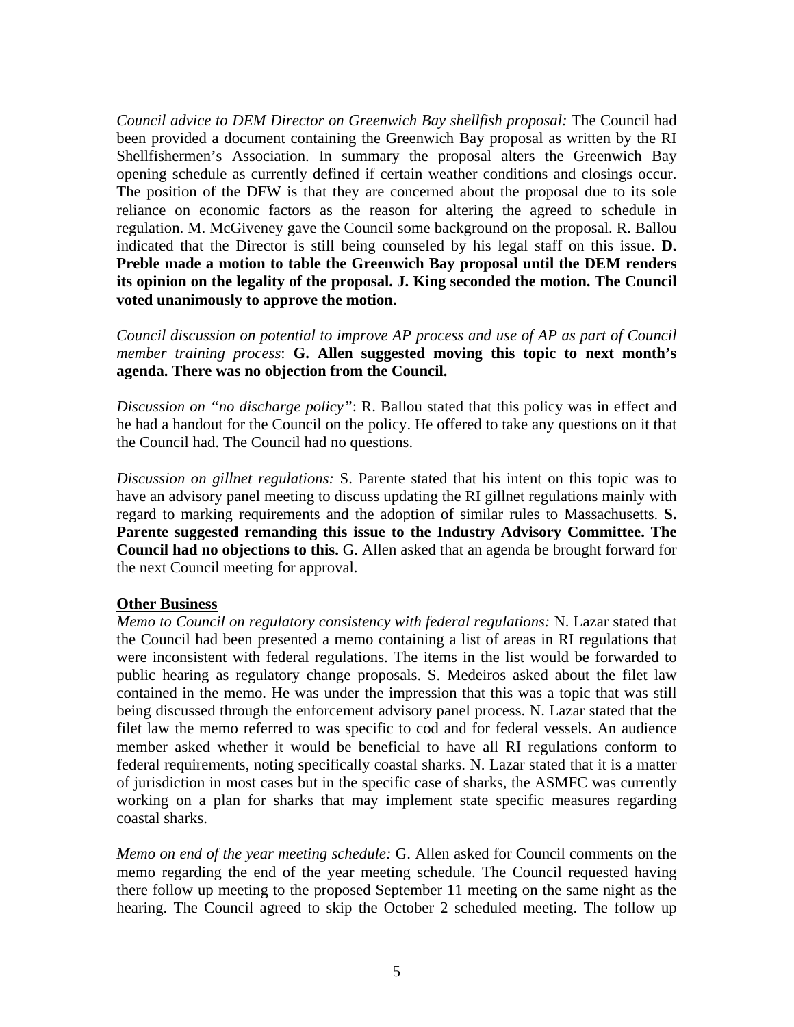*Council advice to DEM Director on Greenwich Bay shellfish proposal:* The Council had been provided a document containing the Greenwich Bay proposal as written by the RI Shellfishermen's Association. In summary the proposal alters the Greenwich Bay opening schedule as currently defined if certain weather conditions and closings occur. The position of the DFW is that they are concerned about the proposal due to its sole reliance on economic factors as the reason for altering the agreed to schedule in regulation. M. McGiveney gave the Council some background on the proposal. R. Ballou indicated that the Director is still being counseled by his legal staff on this issue. **D. Preble made a motion to table the Greenwich Bay proposal until the DEM renders its opinion on the legality of the proposal. J. King seconded the motion. The Council voted unanimously to approve the motion.**

*Council discussion on potential to improve AP process and use of AP as part of Council member training process*: **G. Allen suggested moving this topic to next month's agenda. There was no objection from the Council.**

*Discussion on "no discharge policy"*: R. Ballou stated that this policy was in effect and he had a handout for the Council on the policy. He offered to take any questions on it that the Council had. The Council had no questions.

*Discussion on gillnet regulations:* S. Parente stated that his intent on this topic was to have an advisory panel meeting to discuss updating the RI gillnet regulations mainly with regard to marking requirements and the adoption of similar rules to Massachusetts. **S. Parente suggested remanding this issue to the Industry Advisory Committee. The Council had no objections to this.** G. Allen asked that an agenda be brought forward for the next Council meeting for approval.

**Other Business**

*Memo to Council on regulatory consistency with federal regulations:* N. Lazar stated that the Council had been presented a memo containing a list of areas in RI regulations that were inconsistent with federal regulations. The items in the list would be forwarded to public hearing as regulatory change proposals. S. Medeiros asked about the filet law contained in the memo. He was under the impression that this was a topic that was still being discussed through the enforcement advisory panel process. N. Lazar stated that the filet law the memo referred to was specific to cod and for federal vessels. An audience member asked whether it would be beneficial to have all RI regulations conform to federal requirements, noting specifically coastal sharks. N. Lazar stated that it is a matter of jurisdiction in most cases but in the specific case of sharks, the ASMFC was currently working on a plan for sharks that may implement state specific measures regarding coastal sharks.

*Memo on end of the year meeting schedule:* G. Allen asked for Council comments on the memo regarding the end of the year meeting schedule. The Council requested having there follow up meeting to the proposed September 11 meeting on the same night as the hearing. The Council agreed to skip the October 2 scheduled meeting. The follow up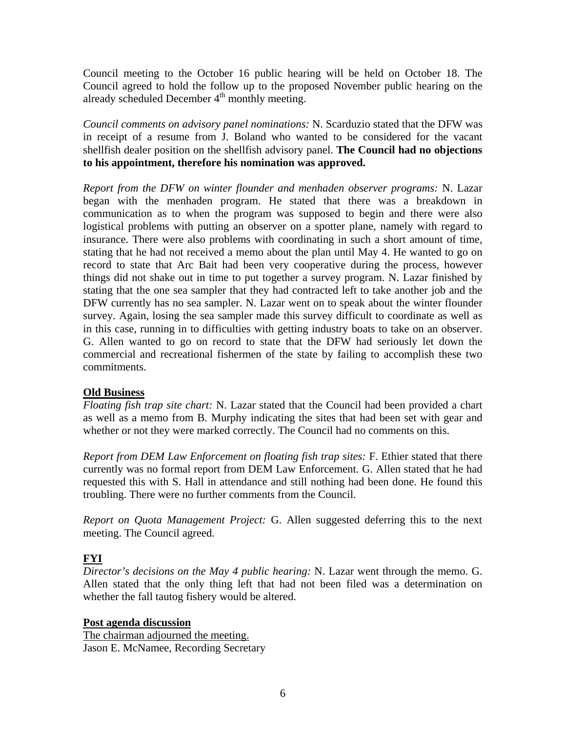Council meeting to the October 16 public hearing will be held on October 18. The Council agreed to hold the follow up to the proposed November public hearing on the already scheduled December 4th monthly meeting.

*Council comments on advisory panel nominations:* N. Scarduzio stated that the DFW was in receipt of a resume from J. Boland who wanted to be considered for the vacant shellfish dealer position on the shellfish advisory panel. **The Council had no objections to his appointment, therefore his nomination was approved.**

*Report from the DFW on winter flounder and menhaden observer programs:* N. Lazar began with the menhaden program. He stated that there was a breakdown in communication as to when the program was supposed to begin and there were also logistical problems with putting an observer on a spotter plane, namely with regard to insurance. There were also problems with coordinating in such a short amount of time, stating that he had not received a memo about the plan until May 4. He wanted to go on record to state that Arc Bait had been very cooperative during the process, however things did not shake out in time to put together a survey program. N. Lazar finished by stating that the one sea sampler that they had contracted left to take another job and the DFW currently has no sea sampler. N. Lazar went on to speak about the winter flounder survey. Again, losing the sea sampler made this survey difficult to coordinate as well as in this case, running in to difficulties with getting industry boats to take on an observer. G. Allen wanted to go on record to state that the DFW had seriously let down the commercial and recreational fishermen of the state by failing to accomplish these two commitments.

## Old Business

*Floating fish trap site chart:* N. Lazar stated that the Council had been provided a chart as well as a memo from B. Murphy indicating the sites that had been set with gear and whether or not they were marked correctly. The Council had no comments on this.

*Report from DEM Law Enforcement on floating fish trap sites:* F. Ethier stated that there currently was no formal report from DEM Law Enforcement. G. Allen stated that he had requested this with S. Hall in attendance and still nothing had been done. He found this troubling. There were no further comments from the Council.

*Report on Quota Management Project:* G. Allen suggested deferring this to the next meeting. The Council agreed.

## FYI

*Director's decisions on the May 4 public hearing:* N. Lazar went through the memo. G. Allen stated that the only thing left that had not been filed was a determination on whether the fall tautog fishery would be altered.

## Post agenda discussion

The chairman adjourned the meeting.
Jason E. McNamee, Recording Secretary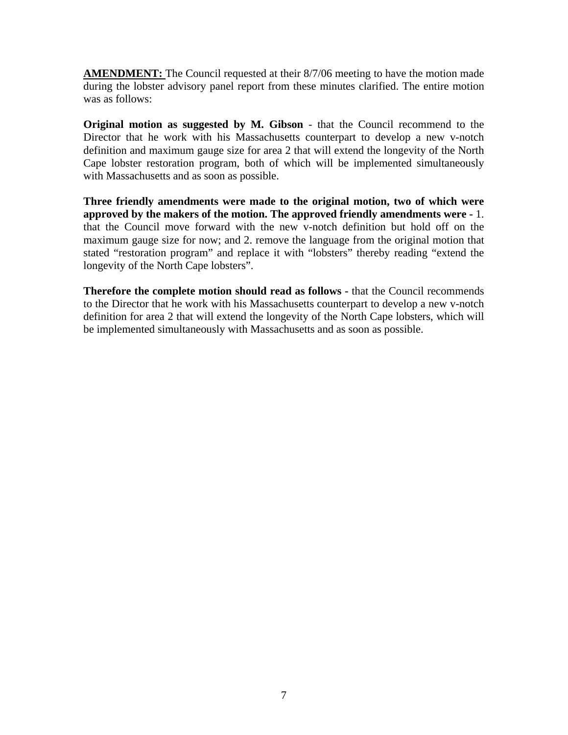**AMENDMENT:** The Council requested at their 8/7/06 meeting to have the motion made during the lobster advisory panel report from these minutes clarified. The entire motion was as follows:

**Original motion as suggested by M. Gibson** - that the Council recommend to the Director that he work with his Massachusetts counterpart to develop a new v-notch definition and maximum gauge size for area 2 that will extend the longevity of the North Cape lobster restoration program, both of which will be implemented simultaneously with Massachusetts and as soon as possible.

**Three friendly amendments were made to the original motion, two of which were approved by the makers of the motion. The approved friendly amendments were -** 1. that the Council move forward with the new v-notch definition but hold off on the maximum gauge size for now; and 2. remove the language from the original motion that stated "restoration program" and replace it with "lobsters" thereby reading "extend the longevity of the North Cape lobsters".

**Therefore the complete motion should read as follows -** that the Council recommends to the Director that he work with his Massachusetts counterpart to develop a new v-notch definition for area 2 that will extend the longevity of the North Cape lobsters, which will be implemented simultaneously with Massachusetts and as soon as possible.